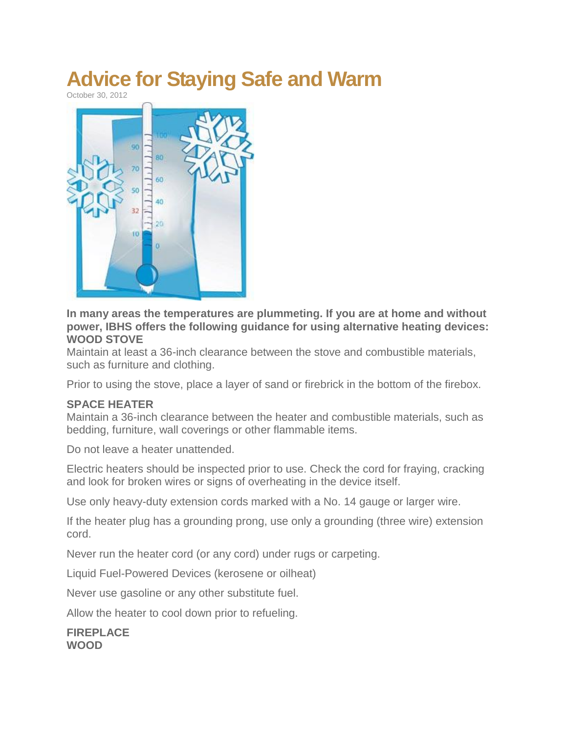# Advice for Staying Safe and Warm

October 30, 2012

**In many areas the temperatures are plummeting. If you are at home and without power, IBHS offers the following guidance for using alternative heating devices:**

**WOOD STOVE**

Maintain at least a 36-inch clearance between the stove and combustible materials, such as furniture and clothing.

Prior to using the stove, place a layer of sand or firebrick in the bottom of the firebox.

**SPACE HEATER**

Maintain a 36-inch clearance between the heater and combustible materials, such as bedding, furniture, wall coverings or other flammable items.

Do not leave a heater unattended.

Electric heaters should be inspected prior to use. Check the cord for fraying, cracking and look for broken wires or signs of overheating in the device itself.

Use only heavy-duty extension cords marked with a No. 14 gauge or larger wire.

If the heater plug has a grounding prong, use only a grounding (three wire) extension cord.

Never run the heater cord (or any cord) under rugs or carpeting.

Liquid Fuel-Powered Devices (kerosene or oilheat)

Never use gasoline or any other substitute fuel.

Allow the heater to cool down prior to refueling.

**FIREPLACE**

**WOOD**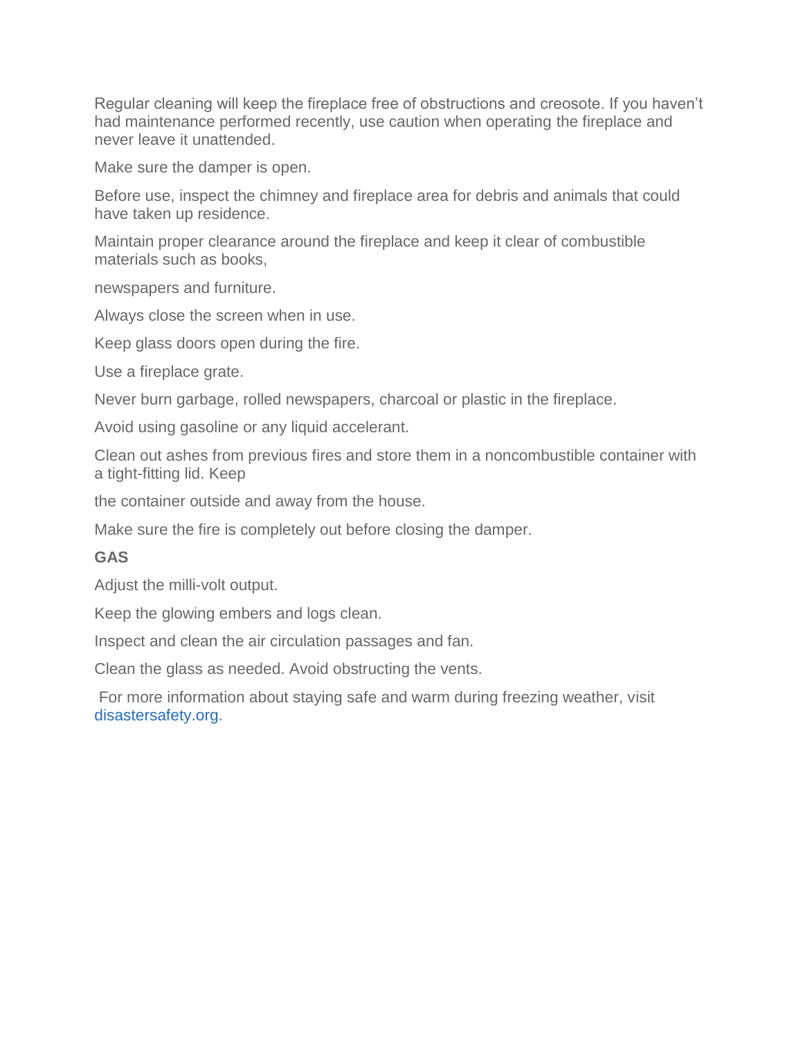Regular cleaning will keep the fireplace free of obstructions and creosote. If you haven't had maintenance performed recently, use caution when operating the fireplace and never leave it unattended.

Make sure the damper is open.

Before use, inspect the chimney and fireplace area for debris and animals that could have taken up residence.

Maintain proper clearance around the fireplace and keep it clear of combustible materials such as books,

newspapers and furniture.

Always close the screen when in use.

Keep glass doors open during the fire.

Use a fireplace grate.

Never burn garbage, rolled newspapers, charcoal or plastic in the fireplace.

Avoid using gasoline or any liquid accelerant.

Clean out ashes from previous fires and store them in a noncombustible container with a tight-fitting lid. Keep

the container outside and away from the house.

Make sure the fire is completely out before closing the damper.

**GAS**

Adjust the milli-volt output.

Keep the glowing embers and logs clean.

Inspect and clean the air circulation passages and fan.

Clean the glass as needed. Avoid obstructing the vents.

For more information about staying safe and warm during freezing weather, visit disastersafety.org.